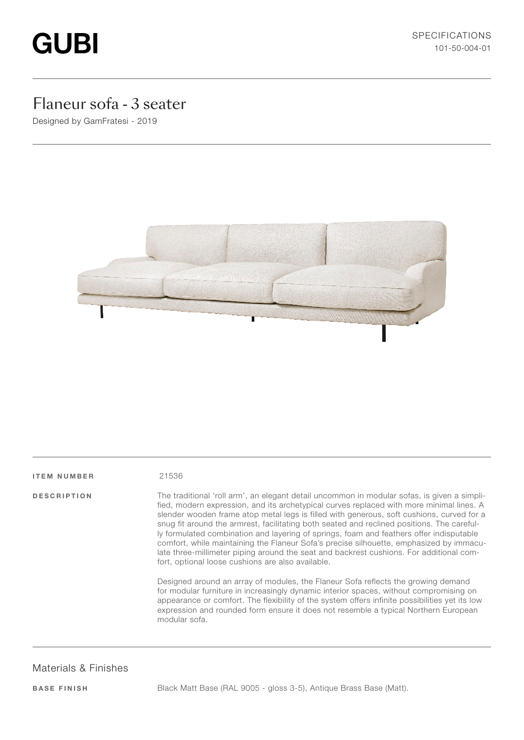# GUBI

SPECIFICATIONS
101-50-004-01

## Flaneur sofa - 3 seater

Designed by GamFratesi - 2019

**ITEM NUMBER** 21536

**DESCRIPTION**

The traditional 'roll arm', an elegant detail uncommon in modular sofas, is given a simplified, modern expression, and its archetypical curves replaced with more minimal lines. A slender wooden frame atop metal legs is filled with generous, soft cushions, curved for a snug fit around the armrest, facilitating both seated and reclined positions. The carefully formulated combination and layering of springs, foam and feathers offer indisputable comfort, while maintaining the Flaneur Sofa's precise silhouette, emphasized by immaculate three-millimeter piping around the seat and backrest cushions. For additional comfort, optional loose cushions are also available.

Designed around an array of modules, the Flaneur Sofa reflects the growing demand for modular furniture in increasingly dynamic interior spaces, without compromising on appearance or comfort. The flexibility of the system offers infinite possibilities yet its low expression and rounded form ensure it does not resemble a typical Northern European modular sofa.

## Materials & Finishes

**BASE FINISH** Black Matt Base (RAL 9005 - gloss 3-5), Antique Brass Base (Matt).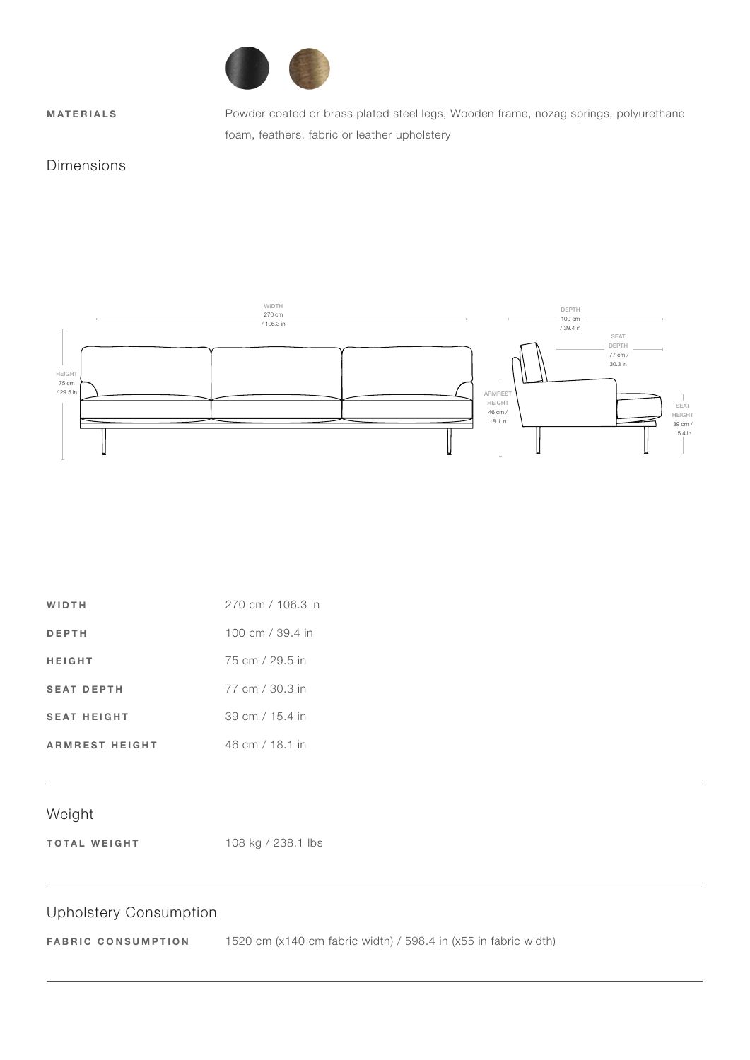| | |
|---|---|
| **MATERIALS** | Powder coated or brass plated steel legs, Wooden frame, nozag springs, polyurethane foam, feathers, fabric or leather upholstery |

## Dimensions

| | |
|---|---|
| **WIDTH** | 270 cm / 106.3 in |
| **DEPTH** | 100 cm / 39.4 in |
| **HEIGHT** | 75 cm / 29.5 in |
| **SEAT DEPTH** | 77 cm / 30.3 in |
| **SEAT HEIGHT** | 39 cm / 15.4 in |
| **ARMREST HEIGHT** | 46 cm / 18.1 in |

## Weight

| | |
|---|---|
| **TOTAL WEIGHT** | 108 kg / 238.1 lbs |

## Upholstery Consumption

| | |
|---|---|
| **FABRIC CONSUMPTION** | 1520 cm (x140 cm fabric width) / 598.4 in (x55 in fabric width) |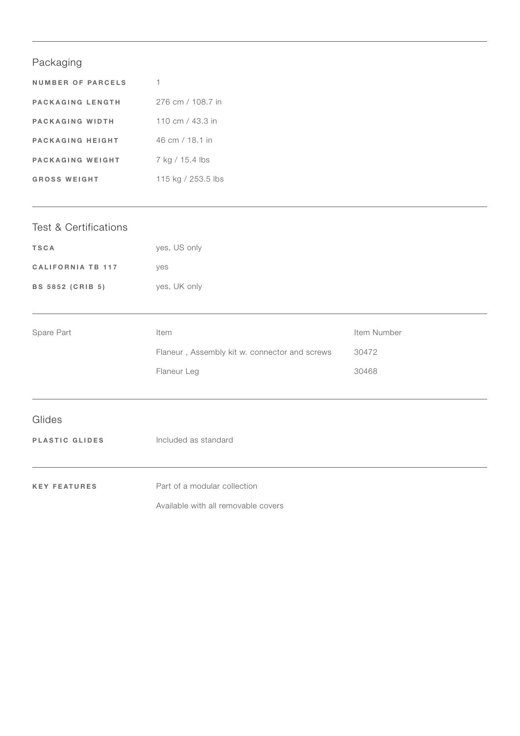## Packaging

| | |
|---|---|
| **NUMBER OF PARCELS** | 1 |
| **PACKAGING LENGTH** | 276 cm / 108.7 in |
| **PACKAGING WIDTH** | 110 cm / 43.3 in |
| **PACKAGING HEIGHT** | 46 cm / 18.1 in |
| **PACKAGING WEIGHT** | 7 kg / 15.4 lbs |
| **GROSS WEIGHT** | 115 kg / 253.5 lbs |

## Test & Certifications

| | |
|---|---|
| **TSCA** | yes, US only |
| **CALIFORNIA TB 117** | yes |
| **BS 5852 (CRIB 5)** | yes, UK only |

| Spare Part | Item | Item Number |
|---|---|---|
| | Flaneur , Assembly kit w. connector and screws | 30472 |
| | Flaneur Leg | 30468 |

## Glides

| | |
|---|---|
| **PLASTIC GLIDES** | Included as standard |

| | |
|---|---|
| **KEY FEATURES** | Part of a modular collection |
| | Available with all removable covers |